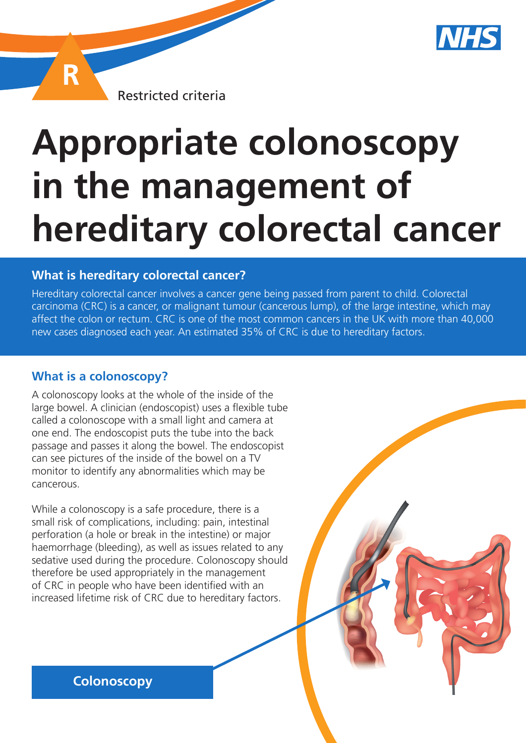R

Restricted criteria

# Appropriate colonoscopy in the management of hereditary colorectal cancer

## What is hereditary colorectal cancer?

Hereditary colorectal cancer involves a cancer gene being passed from parent to child. Colorectal carcinoma (CRC) is a cancer, or malignant tumour (cancerous lump), of the large intestine, which may affect the colon or rectum. CRC is one of the most common cancers in the UK with more than 40,000 new cases diagnosed each year. An estimated 35% of CRC is due to hereditary factors.

## What is a colonoscopy?

A colonoscopy looks at the whole of the inside of the large bowel. A clinician (endoscopist) uses a flexible tube called a colonoscope with a small light and camera at one end. The endoscopist puts the tube into the back passage and passes it along the bowel. The endoscopist can see pictures of the inside of the bowel on a TV monitor to identify any abnormalities which may be cancerous.

While a colonoscopy is a safe procedure, there is a small risk of complications, including: pain, intestinal perforation (a hole or break in the intestine) or major haemorrhage (bleeding), as well as issues related to any sedative used during the procedure. Colonoscopy should therefore be used appropriately in the management of CRC in people who have been identified with an increased lifetime risk of CRC due to hereditary factors.

**Colonoscopy**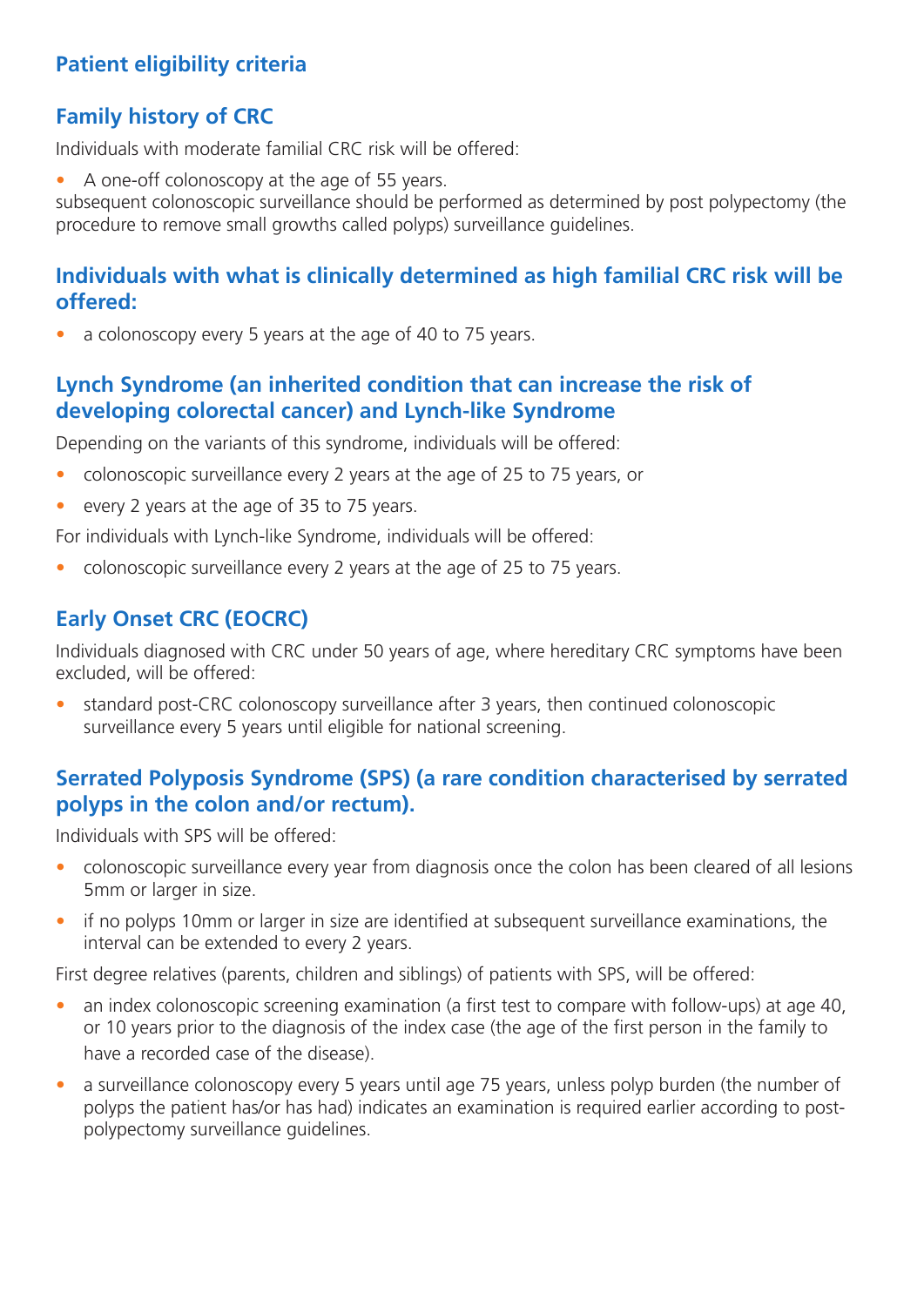## Patient eligibility criteria

### Family history of CRC

Individuals with moderate familial CRC risk will be offered:

- A one-off colonoscopy at the age of 55 years.

subsequent colonoscopic surveillance should be performed as determined by post polypectomy (the procedure to remove small growths called polyps) surveillance guidelines.

### Individuals with what is clinically determined as high familial CRC risk will be offered:

- a colonoscopy every 5 years at the age of 40 to 75 years.

### Lynch Syndrome (an inherited condition that can increase the risk of developing colorectal cancer) and Lynch-like Syndrome

Depending on the variants of this syndrome, individuals will be offered:

- colonoscopic surveillance every 2 years at the age of 25 to 75 years, or
- every 2 years at the age of 35 to 75 years.

For individuals with Lynch-like Syndrome, individuals will be offered:

- colonoscopic surveillance every 2 years at the age of 25 to 75 years.

### Early Onset CRC (EOCRC)

Individuals diagnosed with CRC under 50 years of age, where hereditary CRC symptoms have been excluded, will be offered:

- standard post-CRC colonoscopy surveillance after 3 years, then continued colonoscopic surveillance every 5 years until eligible for national screening.

### Serrated Polyposis Syndrome (SPS) (a rare condition characterised by serrated polyps in the colon and/or rectum).

Individuals with SPS will be offered:

- colonoscopic surveillance every year from diagnosis once the colon has been cleared of all lesions 5mm or larger in size.
- if no polyps 10mm or larger in size are identified at subsequent surveillance examinations, the interval can be extended to every 2 years.

First degree relatives (parents, children and siblings) of patients with SPS, will be offered:

- an index colonoscopic screening examination (a first test to compare with follow-ups) at age 40, or 10 years prior to the diagnosis of the index case (the age of the first person in the family to have a recorded case of the disease).
- a surveillance colonoscopy every 5 years until age 75 years, unless polyp burden (the number of polyps the patient has/or has had) indicates an examination is required earlier according to post-polypectomy surveillance guidelines.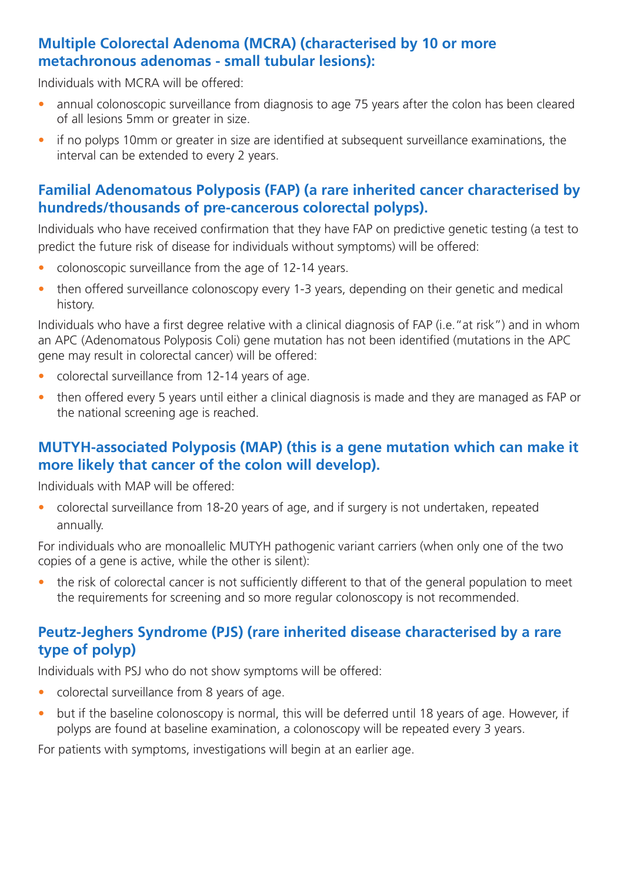## Multiple Colorectal Adenoma (MCRA) (characterised by 10 or more metachronous adenomas - small tubular lesions):

Individuals with MCRA will be offered:

- annual colonoscopic surveillance from diagnosis to age 75 years after the colon has been cleared of all lesions 5mm or greater in size.
- if no polyps 10mm or greater in size are identified at subsequent surveillance examinations, the interval can be extended to every 2 years.

## Familial Adenomatous Polyposis (FAP) (a rare inherited cancer characterised by hundreds/thousands of pre-cancerous colorectal polyps).

Individuals who have received confirmation that they have FAP on predictive genetic testing (a test to predict the future risk of disease for individuals without symptoms) will be offered:

- colonoscopic surveillance from the age of 12-14 years.
- then offered surveillance colonoscopy every 1-3 years, depending on their genetic and medical history.

Individuals who have a first degree relative with a clinical diagnosis of FAP (i.e."at risk") and in whom an APC (Adenomatous Polyposis Coli) gene mutation has not been identified (mutations in the APC gene may result in colorectal cancer) will be offered:

- colorectal surveillance from 12-14 years of age.
- then offered every 5 years until either a clinical diagnosis is made and they are managed as FAP or the national screening age is reached.

## MUTYH-associated Polyposis (MAP) (this is a gene mutation which can make it more likely that cancer of the colon will develop).

Individuals with MAP will be offered:

- colorectal surveillance from 18-20 years of age, and if surgery is not undertaken, repeated annually.

For individuals who are monoallelic MUTYH pathogenic variant carriers (when only one of the two copies of a gene is active, while the other is silent):

- the risk of colorectal cancer is not sufficiently different to that of the general population to meet the requirements for screening and so more regular colonoscopy is not recommended.

## Peutz-Jeghers Syndrome (PJS) (rare inherited disease characterised by a rare type of polyp)

Individuals with PSJ who do not show symptoms will be offered:

- colorectal surveillance from 8 years of age.
- but if the baseline colonoscopy is normal, this will be deferred until 18 years of age. However, if polyps are found at baseline examination, a colonoscopy will be repeated every 3 years.

For patients with symptoms, investigations will begin at an earlier age.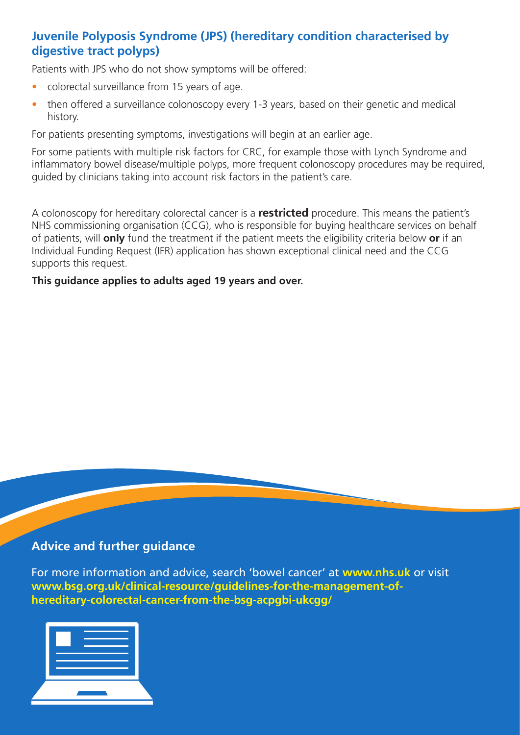## Juvenile Polyposis Syndrome (JPS) (hereditary condition characterised by digestive tract polyps)

Patients with JPS who do not show symptoms will be offered:

- colorectal surveillance from 15 years of age.
- then offered a surveillance colonoscopy every 1-3 years, based on their genetic and medical history.

For patients presenting symptoms, investigations will begin at an earlier age.

For some patients with multiple risk factors for CRC, for example those with Lynch Syndrome and inflammatory bowel disease/multiple polyps, more frequent colonoscopy procedures may be required, guided by clinicians taking into account risk factors in the patient's care.

A colonoscopy for hereditary colorectal cancer is a **restricted** procedure. This means the patient's NHS commissioning organisation (CCG), who is responsible for buying healthcare services on behalf of patients, will **only** fund the treatment if the patient meets the eligibility criteria below **or** if an Individual Funding Request (IFR) application has shown exceptional clinical need and the CCG supports this request.

**This guidance applies to adults aged 19 years and over.**

## Advice and further guidance

For more information and advice, search 'bowel cancer' at **www.nhs.uk** or visit **www.bsg.org.uk/clinical-resource/guidelines-for-the-management-of-hereditary-colorectal-cancer-from-the-bsg-acpgbi-ukcgg/**